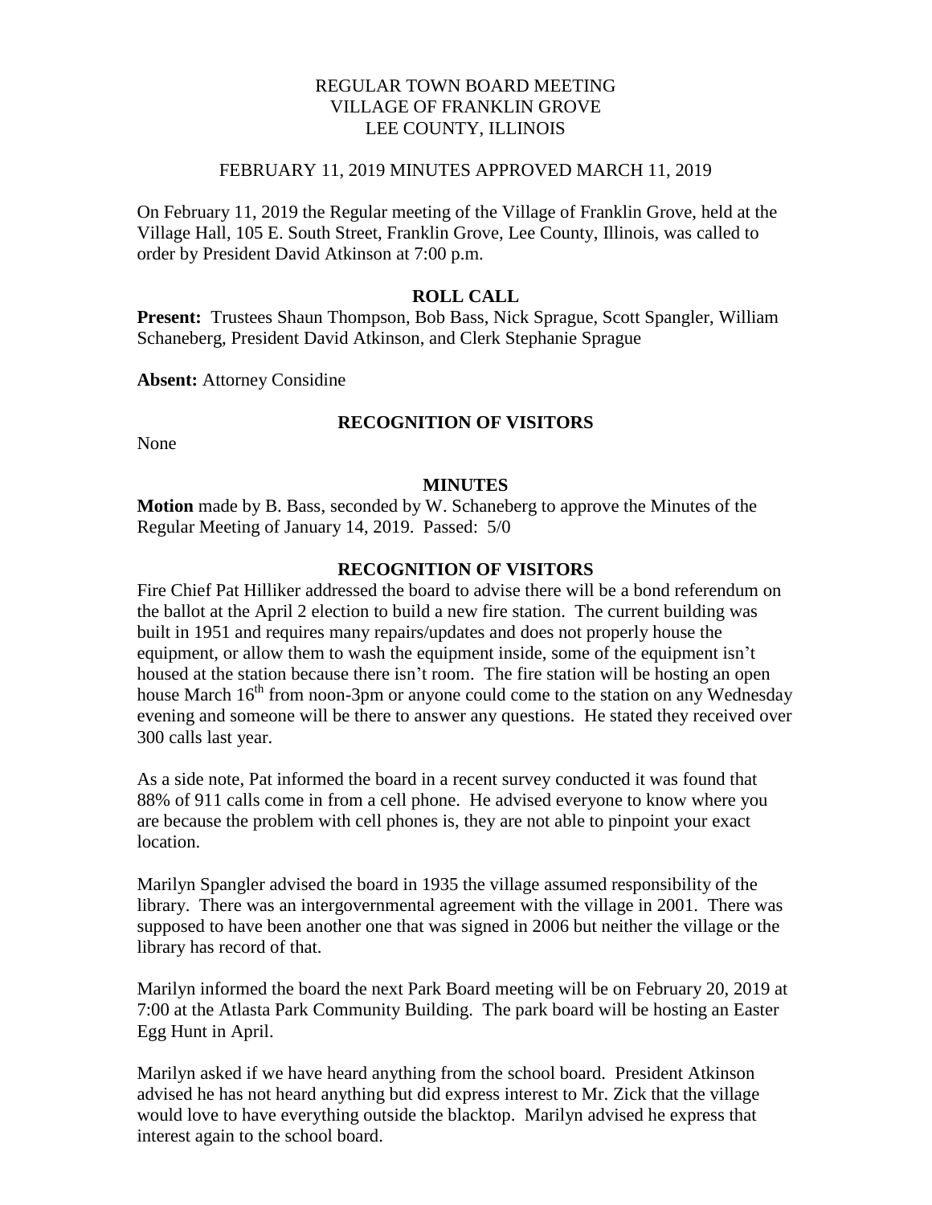REGULAR TOWN BOARD MEETING
VILLAGE OF FRANKLIN GROVE
LEE COUNTY, ILLINOIS

FEBRUARY 11, 2019 MINUTES APPROVED MARCH 11, 2019

On February 11, 2019 the Regular meeting of the Village of Franklin Grove, held at the Village Hall, 105 E. South Street, Franklin Grove, Lee County, Illinois, was called to order by President David Atkinson at 7:00 p.m.

## ROLL CALL

**Present:** Trustees Shaun Thompson, Bob Bass, Nick Sprague, Scott Spangler, William Schaneberg, President David Atkinson, and Clerk Stephanie Sprague

**Absent:** Attorney Considine

## RECOGNITION OF VISITORS

None

## MINUTES

**Motion** made by B. Bass, seconded by W. Schaneberg to approve the Minutes of the Regular Meeting of January 14, 2019. Passed: 5/0

## RECOGNITION OF VISITORS

Fire Chief Pat Hilliker addressed the board to advise there will be a bond referendum on the ballot at the April 2 election to build a new fire station. The current building was built in 1951 and requires many repairs/updates and does not properly house the equipment, or allow them to wash the equipment inside, some of the equipment isn't housed at the station because there isn't room. The fire station will be hosting an open house March 16th from noon-3pm or anyone could come to the station on any Wednesday evening and someone will be there to answer any questions. He stated they received over 300 calls last year.

As a side note, Pat informed the board in a recent survey conducted it was found that 88% of 911 calls come in from a cell phone. He advised everyone to know where you are because the problem with cell phones is, they are not able to pinpoint your exact location.

Marilyn Spangler advised the board in 1935 the village assumed responsibility of the library. There was an intergovernmental agreement with the village in 2001. There was supposed to have been another one that was signed in 2006 but neither the village or the library has record of that.

Marilyn informed the board the next Park Board meeting will be on February 20, 2019 at 7:00 at the Atlasta Park Community Building. The park board will be hosting an Easter Egg Hunt in April.

Marilyn asked if we have heard anything from the school board. President Atkinson advised he has not heard anything but did express interest to Mr. Zick that the village would love to have everything outside the blacktop. Marilyn advised he express that interest again to the school board.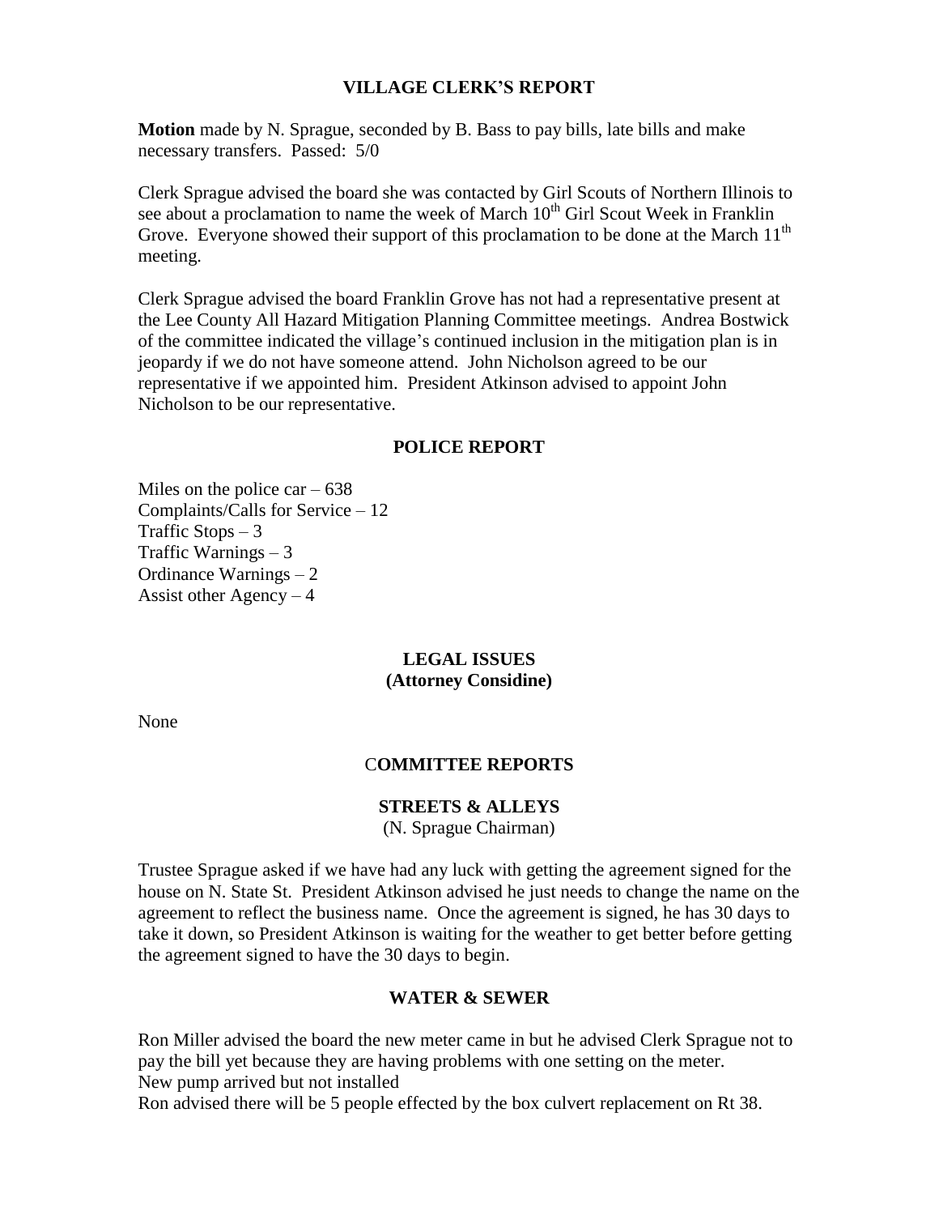## VILLAGE CLERK'S REPORT

**Motion** made by N. Sprague, seconded by B. Bass to pay bills, late bills and make necessary transfers. Passed: 5/0

Clerk Sprague advised the board she was contacted by Girl Scouts of Northern Illinois to see about a proclamation to name the week of March 10th Girl Scout Week in Franklin Grove. Everyone showed their support of this proclamation to be done at the March 11th meeting.

Clerk Sprague advised the board Franklin Grove has not had a representative present at the Lee County All Hazard Mitigation Planning Committee meetings. Andrea Bostwick of the committee indicated the village's continued inclusion in the mitigation plan is in jeopardy if we do not have someone attend. John Nicholson agreed to be our representative if we appointed him. President Atkinson advised to appoint John Nicholson to be our representative.

## POLICE REPORT

Miles on the police car – 638
Complaints/Calls for Service – 12
Traffic Stops – 3
Traffic Warnings – 3
Ordinance Warnings – 2
Assist other Agency – 4

## LEGAL ISSUES
**(Attorney Considine)**

None

## COMMITTEE REPORTS

### STREETS & ALLEYS
(N. Sprague Chairman)

Trustee Sprague asked if we have had any luck with getting the agreement signed for the house on N. State St. President Atkinson advised he just needs to change the name on the agreement to reflect the business name. Once the agreement is signed, he has 30 days to take it down, so President Atkinson is waiting for the weather to get better before getting the agreement signed to have the 30 days to begin.

### WATER & SEWER

Ron Miller advised the board the new meter came in but he advised Clerk Sprague not to pay the bill yet because they are having problems with one setting on the meter.
New pump arrived but not installed
Ron advised there will be 5 people effected by the box culvert replacement on Rt 38.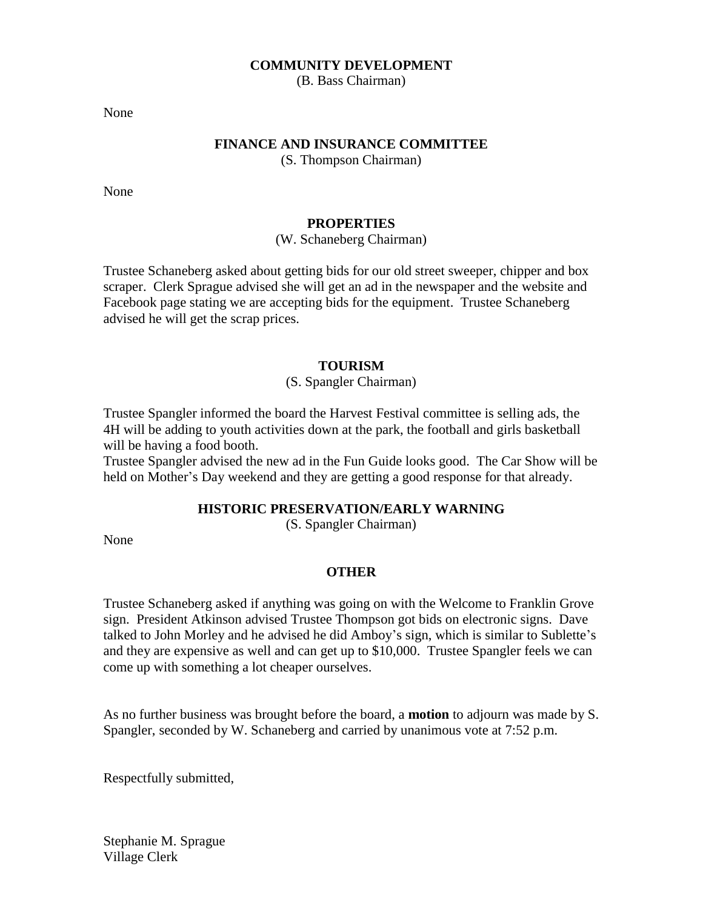**COMMUNITY DEVELOPMENT**
(B. Bass Chairman)

None

**FINANCE AND INSURANCE COMMITTEE**
(S. Thompson Chairman)

None

**PROPERTIES**
(W. Schaneberg Chairman)

Trustee Schaneberg asked about getting bids for our old street sweeper, chipper and box scraper. Clerk Sprague advised she will get an ad in the newspaper and the website and Facebook page stating we are accepting bids for the equipment. Trustee Schaneberg advised he will get the scrap prices.

**TOURISM**
(S. Spangler Chairman)

Trustee Spangler informed the board the Harvest Festival committee is selling ads, the 4H will be adding to youth activities down at the park, the football and girls basketball will be having a food booth.
Trustee Spangler advised the new ad in the Fun Guide looks good. The Car Show will be held on Mother's Day weekend and they are getting a good response for that already.

**HISTORIC PRESERVATION/EARLY WARNING**
(S. Spangler Chairman)

None

**OTHER**

Trustee Schaneberg asked if anything was going on with the Welcome to Franklin Grove sign. President Atkinson advised Trustee Thompson got bids on electronic signs. Dave talked to John Morley and he advised he did Amboy's sign, which is similar to Sublette's and they are expensive as well and can get up to $10,000. Trustee Spangler feels we can come up with something a lot cheaper ourselves.

As no further business was brought before the board, a **motion** to adjourn was made by S. Spangler, seconded by W. Schaneberg and carried by unanimous vote at 7:52 p.m.

Respectfully submitted,

Stephanie M. Sprague
Village Clerk